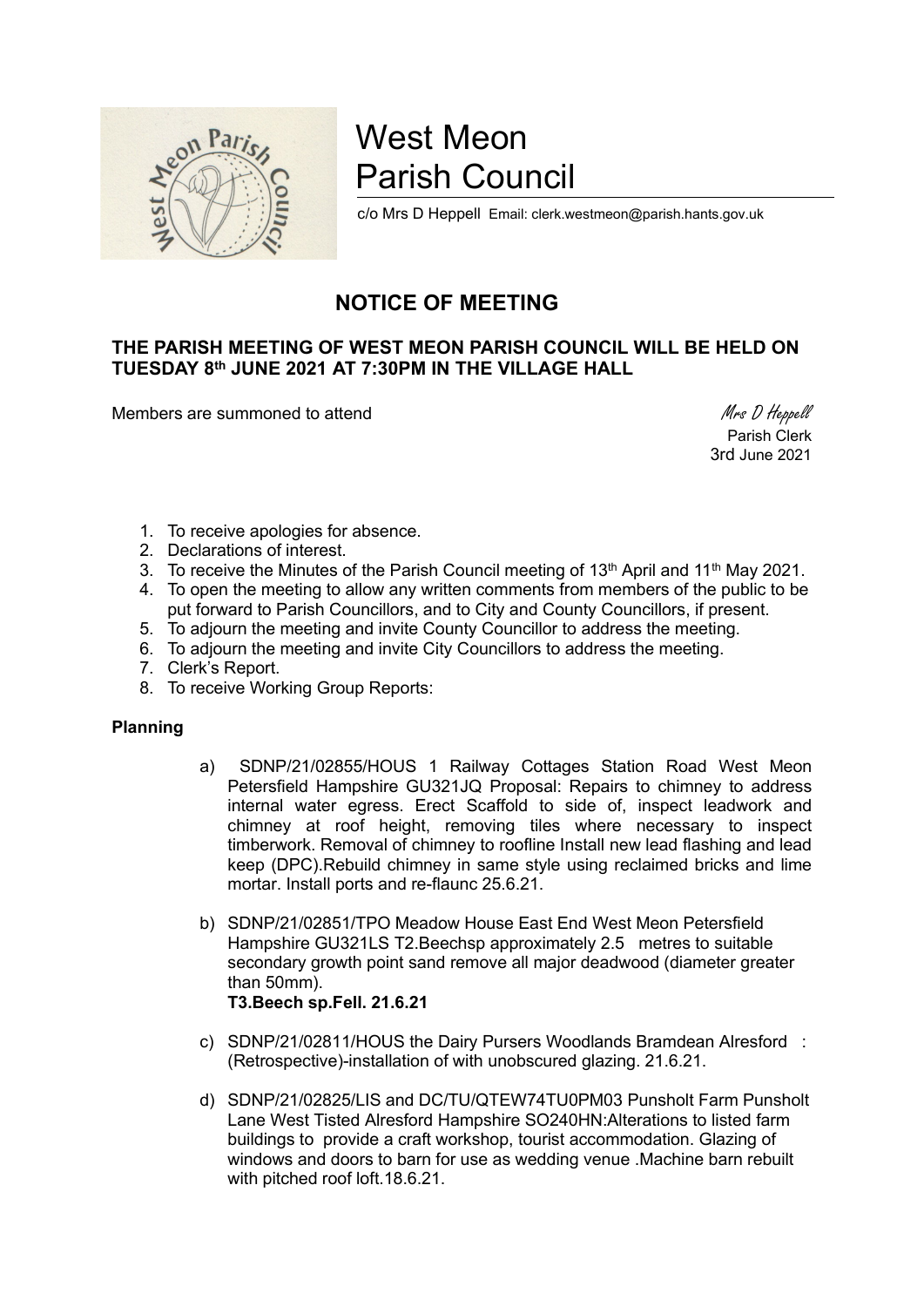# West Meon Parish Council

c/o Mrs D Heppell Email: clerk.westmeon@parish.hants.gov.uk

## NOTICE OF MEETING

**THE PARISH MEETING OF WEST MEON PARISH COUNCIL WILL BE HELD ON TUESDAY 8th JUNE 2021 AT 7:30PM IN THE VILLAGE HALL**

Members are summoned to attend

*Mrs D Heppell*
Parish Clerk
3rd June 2021

1. To receive apologies for absence.
2. Declarations of interest.
3. To receive the Minutes of the Parish Council meeting of 13th April and 11th May 2021.
4. To open the meeting to allow any written comments from members of the public to be put forward to Parish Councillors, and to City and County Councillors, if present.
5. To adjourn the meeting and invite County Councillor to address the meeting.
6. To adjourn the meeting and invite City Councillors to address the meeting.
7. Clerk's Report.
8. To receive Working Group Reports:

**Planning**

a) SDNP/21/02855/HOUS 1 Railway Cottages Station Road West Meon Petersfield Hampshire GU321JQ Proposal: Repairs to chimney to address internal water egress. Erect Scaffold to side of, inspect leadwork and chimney at roof height, removing tiles where necessary to inspect timberwork. Removal of chimney to roofline Install new lead flashing and lead keep (DPC).Rebuild chimney in same style using reclaimed bricks and lime mortar. Install ports and re-flaunc 25.6.21.

b) SDNP/21/02851/TPO Meadow House East End West Meon Petersfield Hampshire GU321LS T2.Beechsp approximately 2.5 metres to suitable secondary growth point sand remove all major deadwood (diameter greater than 50mm).
**T3.Beech sp.Fell. 21.6.21**

c) SDNP/21/02811/HOUS the Dairy Pursers Woodlands Bramdean Alresford : (Retrospective)-installation of with unobscured glazing. 21.6.21.

d) SDNP/21/02825/LIS and DC/TU/QTEW74TU0PM03 Punsholt Farm Punsholt Lane West Tisted Alresford Hampshire SO240HN:Alterations to listed farm buildings to provide a craft workshop, tourist accommodation. Glazing of windows and doors to barn for use as wedding venue .Machine barn rebuilt with pitched roof loft.18.6.21.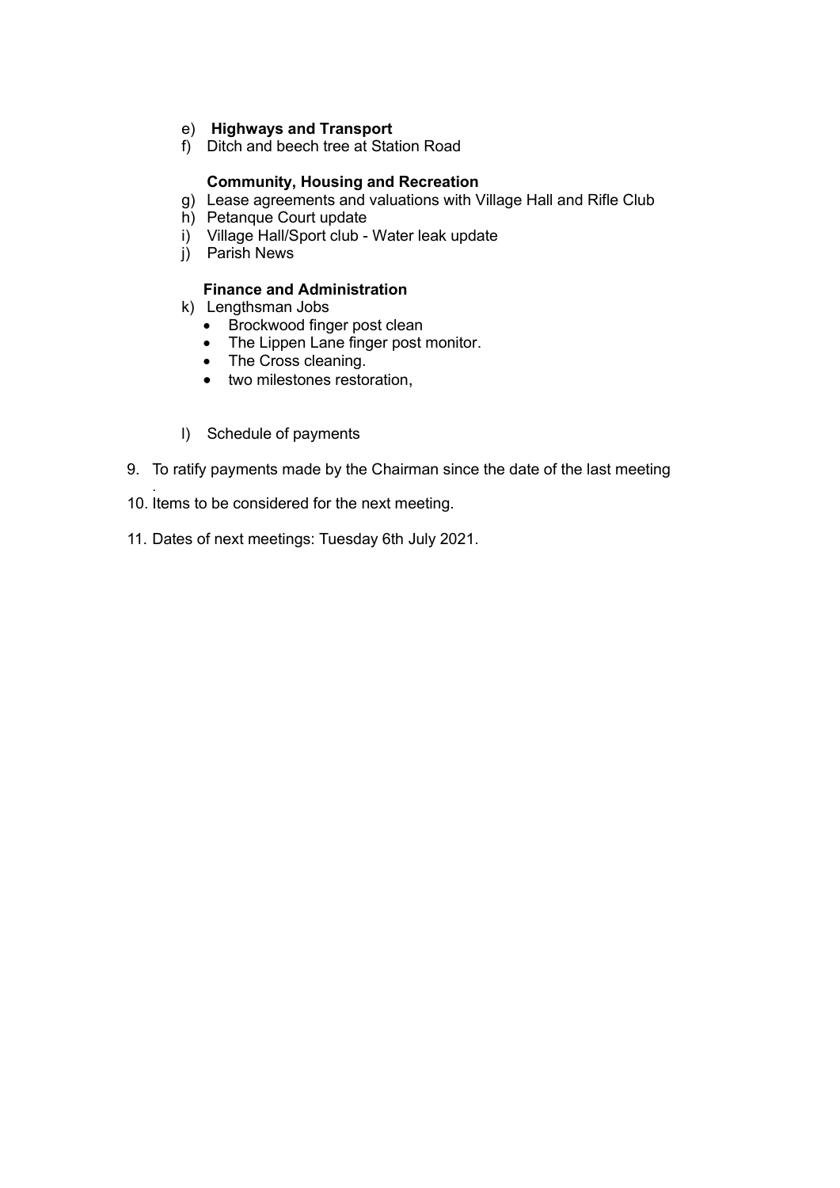e) **Highways and Transport**
f) Ditch and beech tree at Station Road

**Community, Housing and Recreation**

g) Lease agreements and valuations with Village Hall and Rifle Club
h) Petanque Court update
i) Village Hall/Sport club - Water leak update
j) Parish News

**Finance and Administration**

k) Lengthsman Jobs
   - Brockwood finger post clean
   - The Lippen Lane finger post monitor.
   - The Cross cleaning.
   - two milestones restoration,

l) Schedule of payments

9. To ratify payments made by the Chairman since the date of the last meeting
.
10. Items to be considered for the next meeting.
11. Dates of next meetings: Tuesday 6th July 2021.